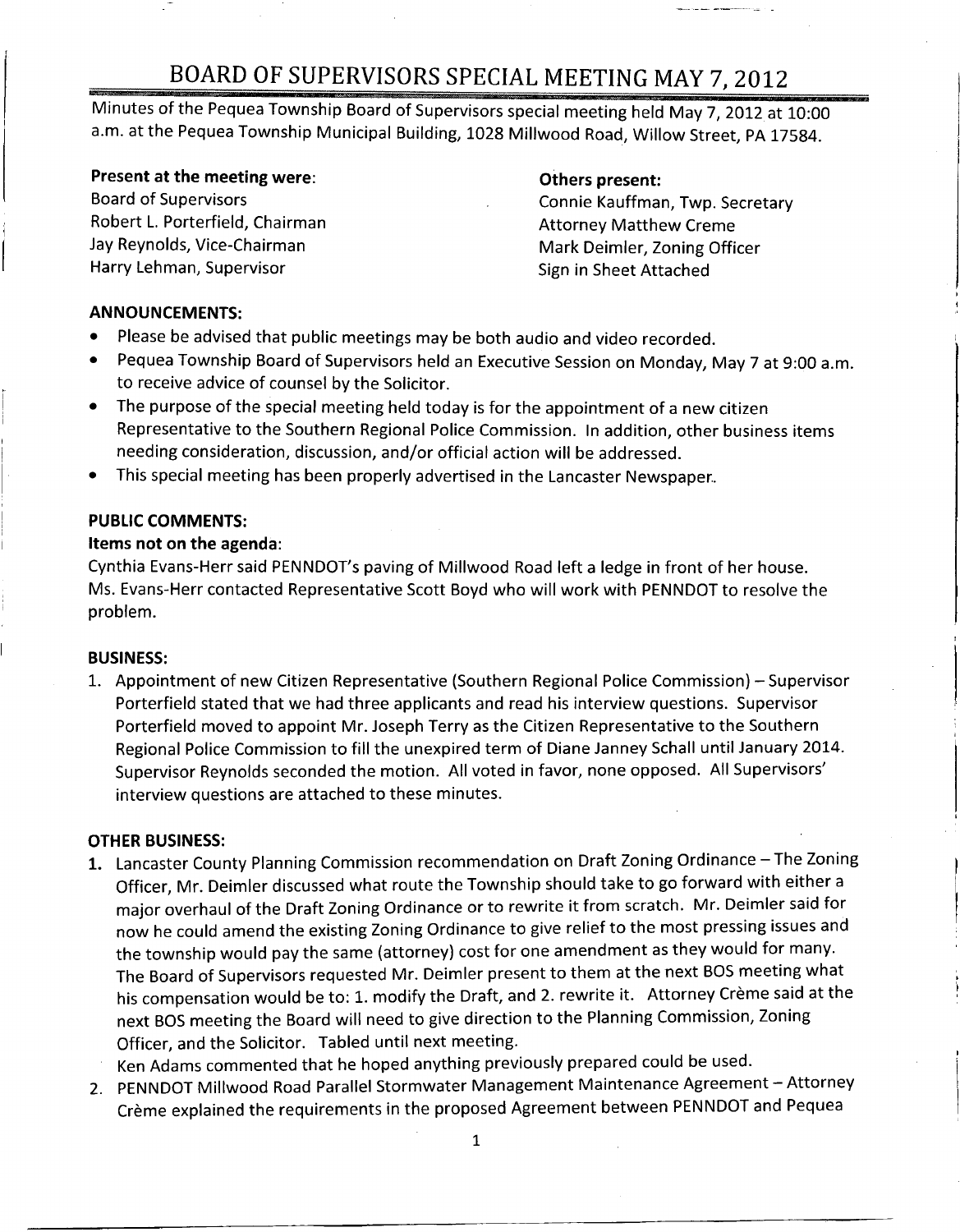# BOARD OF SUPERVISORS SPECIAL MEETING MAY 7, 2012

Minutes of the Pequea Township Board of Supervisors special meeting held May 7, 2012 at 10:00 a.m. at the Pequea Township Municipal Building, 1028 Millwood Road, Willow Street, PA 17584.

**Present at the meeting were:**
Board of Supervisors
Robert L. Porterfield, Chairman
Jay Reynolds, Vice-Chairman
Harry Lehman, Supervisor

**Others present:**
Connie Kauffman, Twp. Secretary
Attorney Matthew Creme
Mark Deimler, Zoning Officer
Sign in Sheet Attached

**ANNOUNCEMENTS:**

- Please be advised that public meetings may be both audio and video recorded.
- Pequea Township Board of Supervisors held an Executive Session on Monday, May 7 at 9:00 a.m. to receive advice of counsel by the Solicitor.
- The purpose of the special meeting held today is for the appointment of a new citizen Representative to the Southern Regional Police Commission. In addition, other business items needing consideration, discussion, and/or official action will be addressed.
- This special meeting has been properly advertised in the Lancaster Newspaper.

**PUBLIC COMMENTS:**

**Items not on the agenda**:

Cynthia Evans-Herr said PENNDOT's paving of Millwood Road left a ledge in front of her house. Ms. Evans-Herr contacted Representative Scott Boyd who will work with PENNDOT to resolve the problem.

**BUSINESS:**

1. Appointment of new Citizen Representative (Southern Regional Police Commission) – Supervisor Porterfield stated that we had three applicants and read his interview questions. Supervisor Porterfield moved to appoint Mr. Joseph Terry as the Citizen Representative to the Southern Regional Police Commission to fill the unexpired term of Diane Janney Schall until January 2014. Supervisor Reynolds seconded the motion. All voted in favor, none opposed. All Supervisors' interview questions are attached to these minutes.

**OTHER BUSINESS:**

1. Lancaster County Planning Commission recommendation on Draft Zoning Ordinance – The Zoning Officer, Mr. Deimler discussed what route the Township should take to go forward with either a major overhaul of the Draft Zoning Ordinance or to rewrite it from scratch. Mr. Deimler said for now he could amend the existing Zoning Ordinance to give relief to the most pressing issues and the township would pay the same (attorney) cost for one amendment as they would for many. The Board of Supervisors requested Mr. Deimler present to them at the next BOS meeting what his compensation would be to: 1. modify the Draft, and 2. rewrite it. Attorney Crème said at the next BOS meeting the Board will need to give direction to the Planning Commission, Zoning Officer, and the Solicitor. Tabled until next meeting.
   Ken Adams commented that he hoped anything previously prepared could be used.
2. PENNDOT Millwood Road Parallel Stormwater Management Maintenance Agreement – Attorney Crème explained the requirements in the proposed Agreement between PENNDOT and Pequea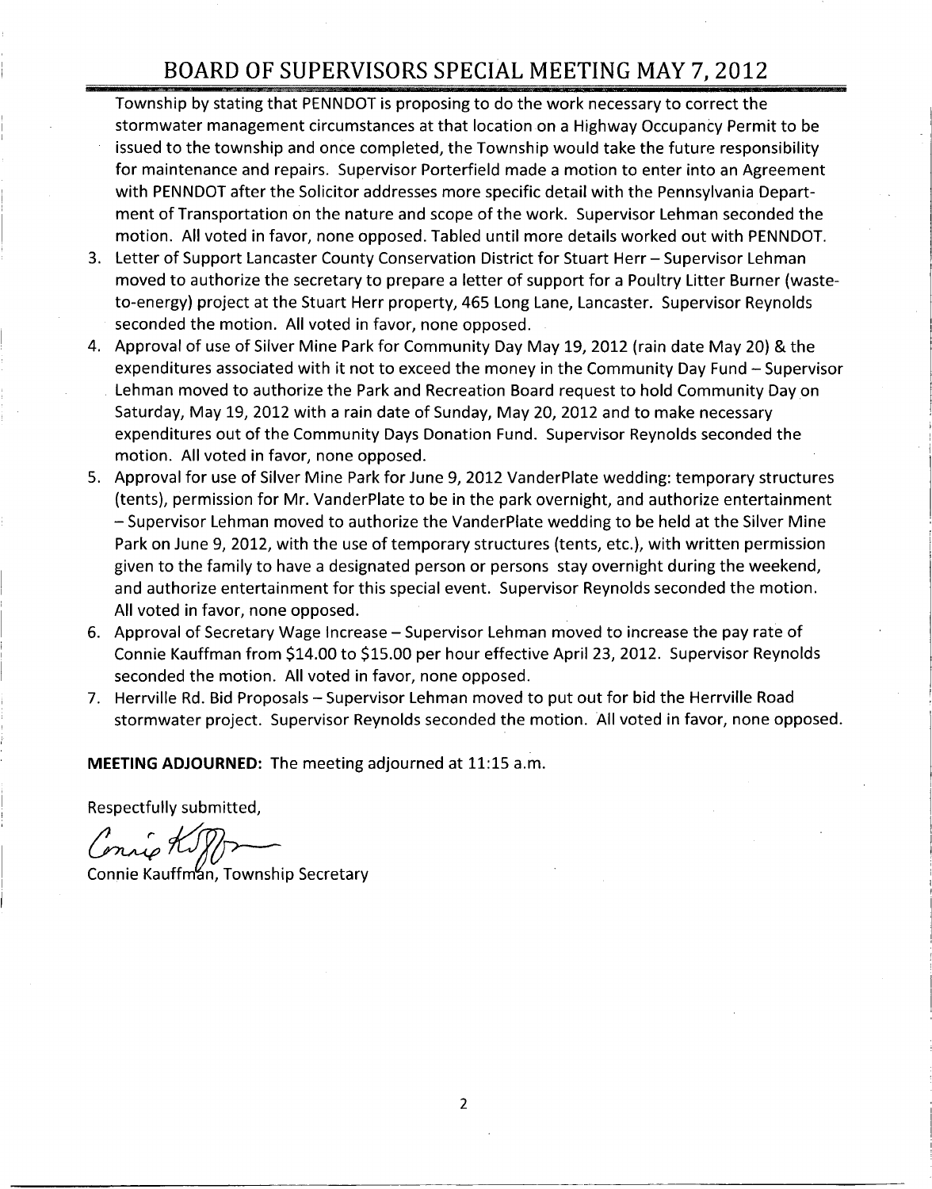Township by stating that PENNDOT is proposing to do the work necessary to correct the stormwater management circumstances at that location on a Highway Occupancy Permit to be issued to the township and once completed, the Township would take the future responsibility for maintenance and repairs. Supervisor Porterfield made a motion to enter into an Agreement with PENNDOT after the Solicitor addresses more specific detail with the Pennsylvania Department of Transportation on the nature and scope of the work. Supervisor Lehman seconded the motion. All voted in favor, none opposed. Tabled until more details worked out with PENNDOT.

3. Letter of Support Lancaster County Conservation District for Stuart Herr – Supervisor Lehman moved to authorize the secretary to prepare a letter of support for a Poultry Litter Burner (waste-to-energy) project at the Stuart Herr property, 465 Long Lane, Lancaster. Supervisor Reynolds seconded the motion. All voted in favor, none opposed.
4. Approval of use of Silver Mine Park for Community Day May 19, 2012 (rain date May 20) & the expenditures associated with it not to exceed the money in the Community Day Fund – Supervisor Lehman moved to authorize the Park and Recreation Board request to hold Community Day on Saturday, May 19, 2012 with a rain date of Sunday, May 20, 2012 and to make necessary expenditures out of the Community Days Donation Fund. Supervisor Reynolds seconded the motion. All voted in favor, none opposed.
5. Approval for use of Silver Mine Park for June 9, 2012 VanderPlate wedding: temporary structures (tents), permission for Mr. VanderPlate to be in the park overnight, and authorize entertainment – Supervisor Lehman moved to authorize the VanderPlate wedding to be held at the Silver Mine Park on June 9, 2012, with the use of temporary structures (tents, etc.), with written permission given to the family to have a designated person or persons stay overnight during the weekend, and authorize entertainment for this special event. Supervisor Reynolds seconded the motion. All voted in favor, none opposed.
6. Approval of Secretary Wage Increase – Supervisor Lehman moved to increase the pay rate of Connie Kauffman from $14.00 to $15.00 per hour effective April 23, 2012. Supervisor Reynolds seconded the motion. All voted in favor, none opposed.
7. Herrville Rd. Bid Proposals – Supervisor Lehman moved to put out for bid the Herrville Road stormwater project. Supervisor Reynolds seconded the motion. All voted in favor, none opposed.

**MEETING ADJOURNED:** The meeting adjourned at 11:15 a.m.

Respectfully submitted,

Connie Kauffman, Township Secretary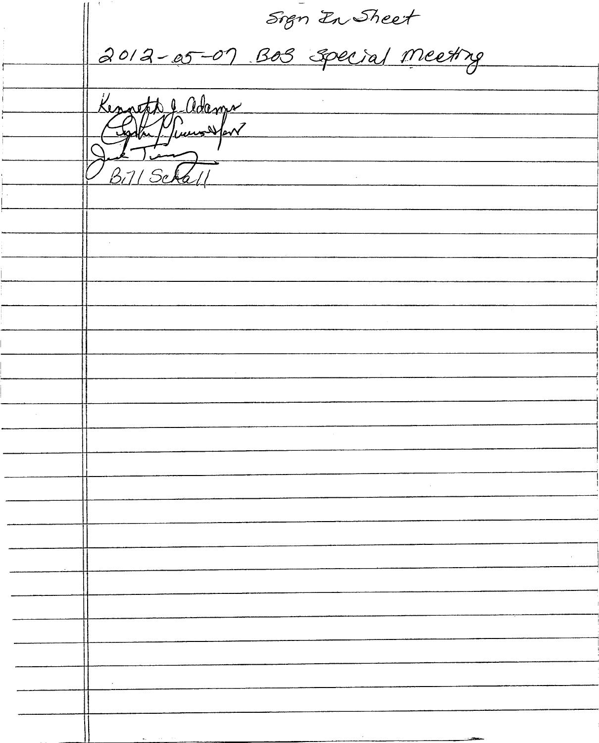Sign In Sheet

2012-05-07 BOS Special Meeting

Kenneth J. Adams
Cynthia Pinnsoneault
Jack Tierney
Bill Schall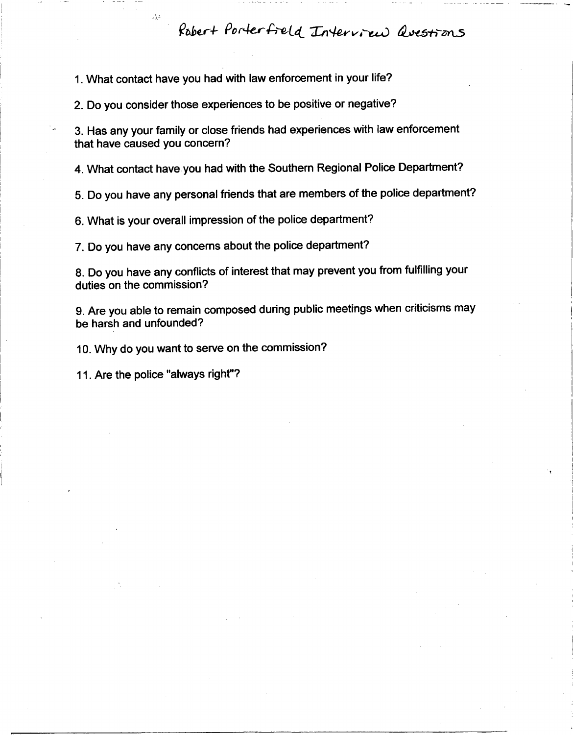# Robert Porterfield Interview Questions

1. What contact have you had with law enforcement in your life?

2. Do you consider those experiences to be positive or negative?

3. Has any your family or close friends had experiences with law enforcement that have caused you concern?

4. What contact have you had with the Southern Regional Police Department?

5. Do you have any personal friends that are members of the police department?

6. What is your overall impression of the police department?

7. Do you have any concerns about the police department?

8. Do you have any conflicts of interest that may prevent you from fulfilling your duties on the commission?

9. Are you able to remain composed during public meetings when criticisms may be harsh and unfounded?

10. Why do you want to serve on the commission?

11. Are the police "always right"?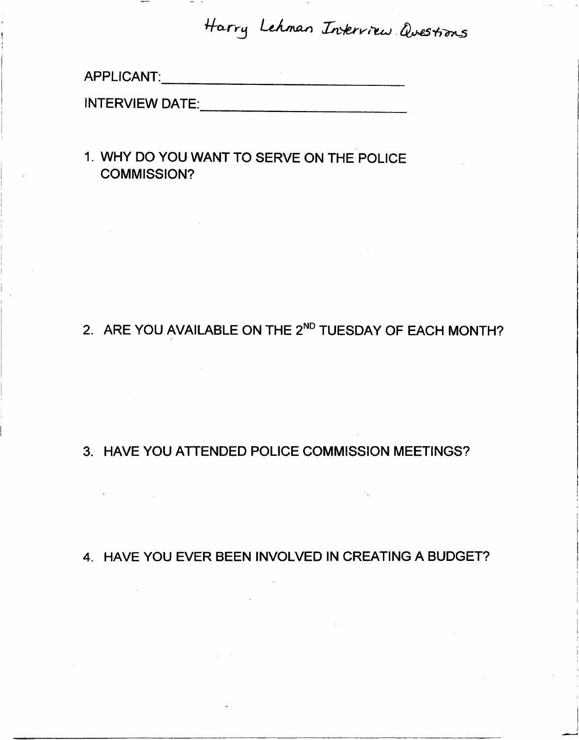Harry Lehman Interview Questions

APPLICANT:\_\_\_\_\_\_\_\_\_\_\_\_\_\_\_\_\_\_\_\_\_\_\_\_\_\_\_\_\_\_\_\_

INTERVIEW DATE:\_\_\_\_\_\_\_\_\_\_\_\_\_\_\_\_\_\_\_\_\_\_\_\_\_\_\_\_\_

1. WHY DO YOU WANT TO SERVE ON THE POLICE COMMISSION?

2. ARE YOU AVAILABLE ON THE 2ND TUESDAY OF EACH MONTH?

3. HAVE YOU ATTENDED POLICE COMMISSION MEETINGS?

4. HAVE YOU EVER BEEN INVOLVED IN CREATING A BUDGET?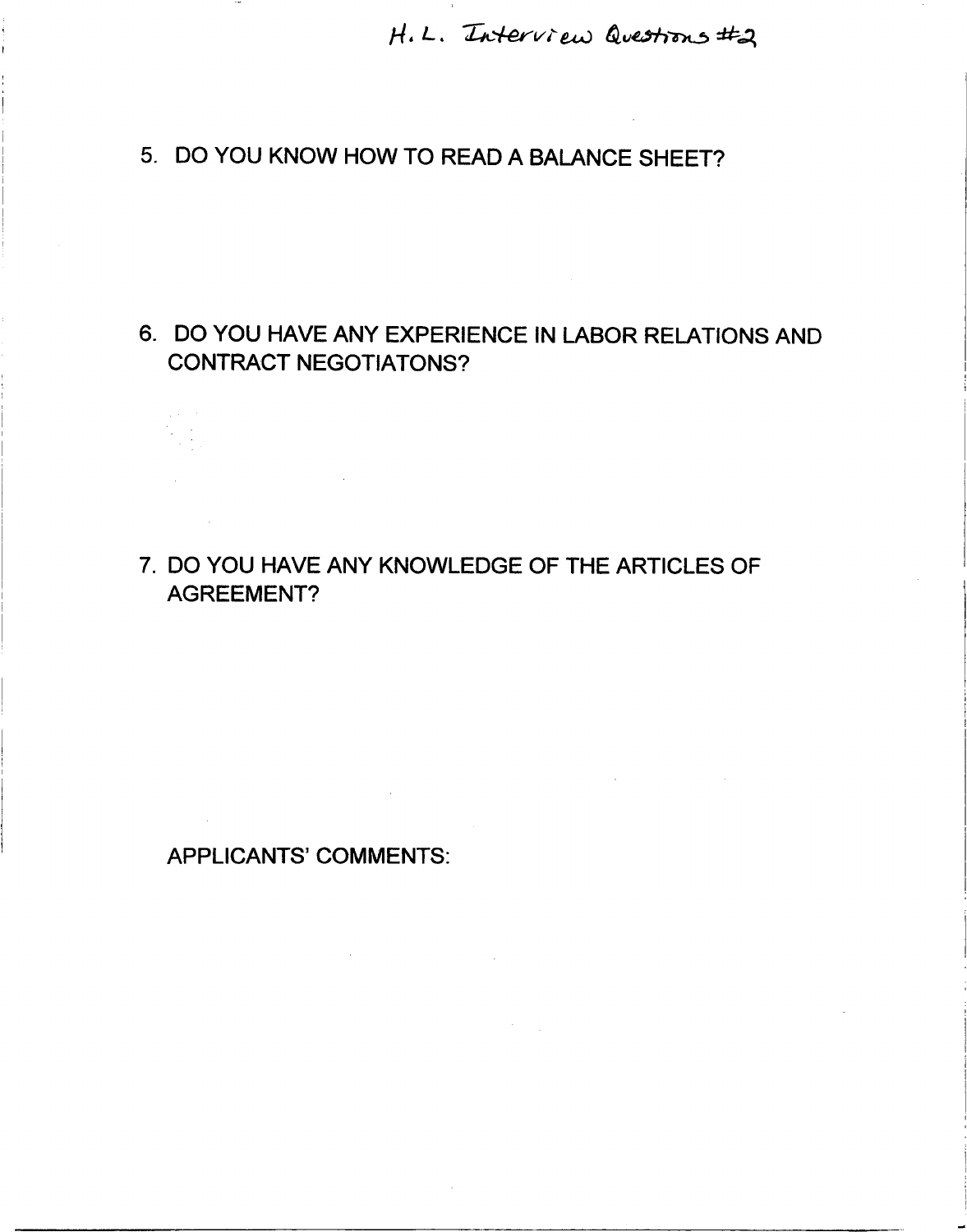H. L. Interview Questions #2

5. DO YOU KNOW HOW TO READ A BALANCE SHEET?

6. DO YOU HAVE ANY EXPERIENCE IN LABOR RELATIONS AND CONTRACT NEGOTIATONS?

7. DO YOU HAVE ANY KNOWLEDGE OF THE ARTICLES OF AGREEMENT?

APPLICANTS' COMMENTS: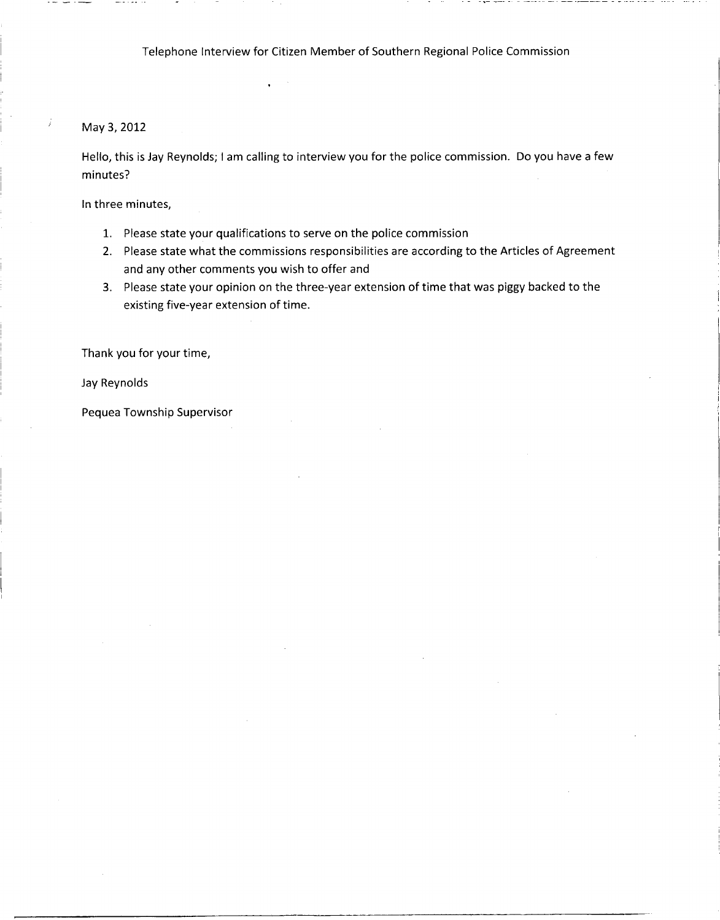Telephone Interview for Citizen Member of Southern Regional Police Commission

May 3, 2012

Hello, this is Jay Reynolds; I am calling to interview you for the police commission. Do you have a few minutes?

In three minutes,

1. Please state your qualifications to serve on the police commission
2. Please state what the commissions responsibilities are according to the Articles of Agreement and any other comments you wish to offer and
3. Please state your opinion on the three-year extension of time that was piggy backed to the existing five-year extension of time.

Thank you for your time,

Jay Reynolds

Pequea Township Supervisor